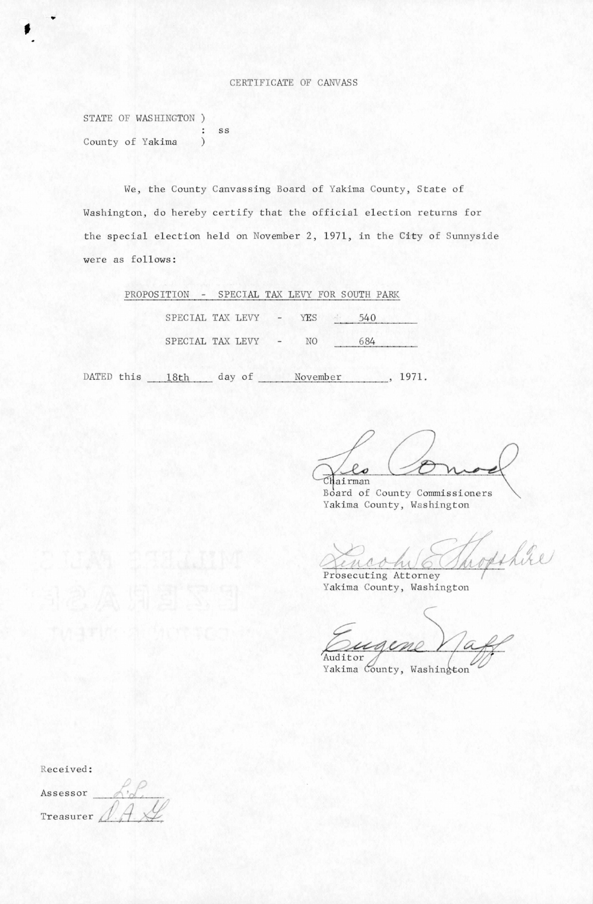# CERTIFICATE OF CANVASS

STATE OF WASHINGTON )
: ss
County of Yakima )

We, the County Canvassing Board of Yakima County, State of Washington, do hereby certify that the official election returns for the special election held on November 2, 1971, in the City of Sunnyside were as follows:

PROPOSITION - SPECIAL TAX LEVY FOR SOUTH PARK

SPECIAL TAX LEVY - YES 540

SPECIAL TAX LEVY - NO 684

DATED this 18th day of November, 1971.

Leo Conrad
Chairman
Board of County Commissioners
Yakima County, Washington

Lincoln E. Shropshire
Prosecuting Attorney
Yakima County, Washington

Eugene Naff
Auditor
Yakima County, Washington

Received:

Assessor L.L.

Treasurer D.A.G.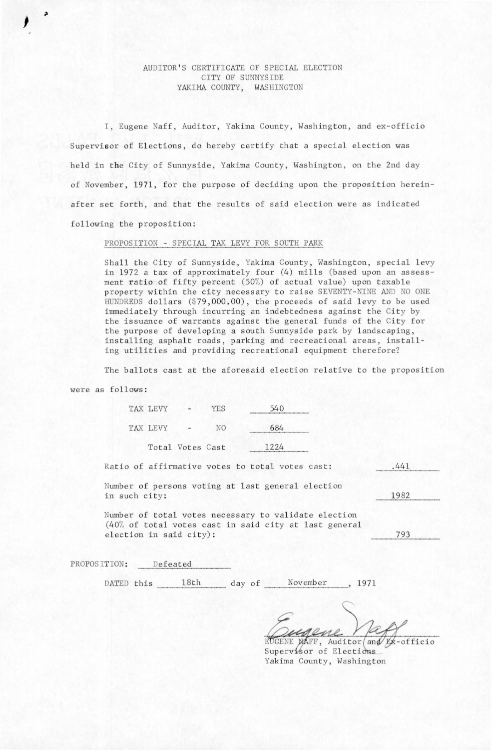# AUDITOR'S CERTIFICATE OF SPECIAL ELECTION
## CITY OF SUNNYSIDE
## YAKIMA COUNTY, WASHINGTON

I, Eugene Naff, Auditor, Yakima County, Washington, and ex-officio Supervisor of Elections, do hereby certify that a special election was held in the City of Sunnyside, Yakima County, Washington, on the 2nd day of November, 1971, for the purpose of deciding upon the proposition hereinafter set forth, and that the results of said election were as indicated following the proposition:

PROPOSITION - SPECIAL TAX LEVY FOR SOUTH PARK

Shall the City of Sunnyside, Yakima County, Washington, special levy in 1972 a tax of approximately four (4) mills (based upon an assessment ratio of fifty percent (50%) of actual value) upon taxable property within the city necessary to raise SEVENTY-NINE AND NO ONE HUNDREDS dollars ($79,000.00), the proceeds of said levy to be used immediately through incurring an indebtedness against the City by the issuance of warrants against the general funds of the City for the purpose of developing a south Sunnyside park by landscaping, installing asphalt roads, parking and recreational areas, installing utilities and providing recreational equipment therefore?

The ballots cast at the aforesaid election relative to the proposition were as follows:

| | |
|---|---|
| TAX LEVY - YES | 540 |
| TAX LEVY - NO | 684 |
| Total Votes Cast | 1224 |

| | |
|---|---|
| Ratio of affirmative votes to total votes cast: | .441 |
| Number of persons voting at last general election in such city: | 1982 |
| Number of total votes necessary to validate election (40% of total votes cast in said city at last general election in said city): | 793 |

PROPOSITION: Defeated

DATED this 18th day of November, 1971

Eugene Naff

EUGENE NAFF, Auditor and Ex-officio Supervisor of Elections
Yakima County, Washington